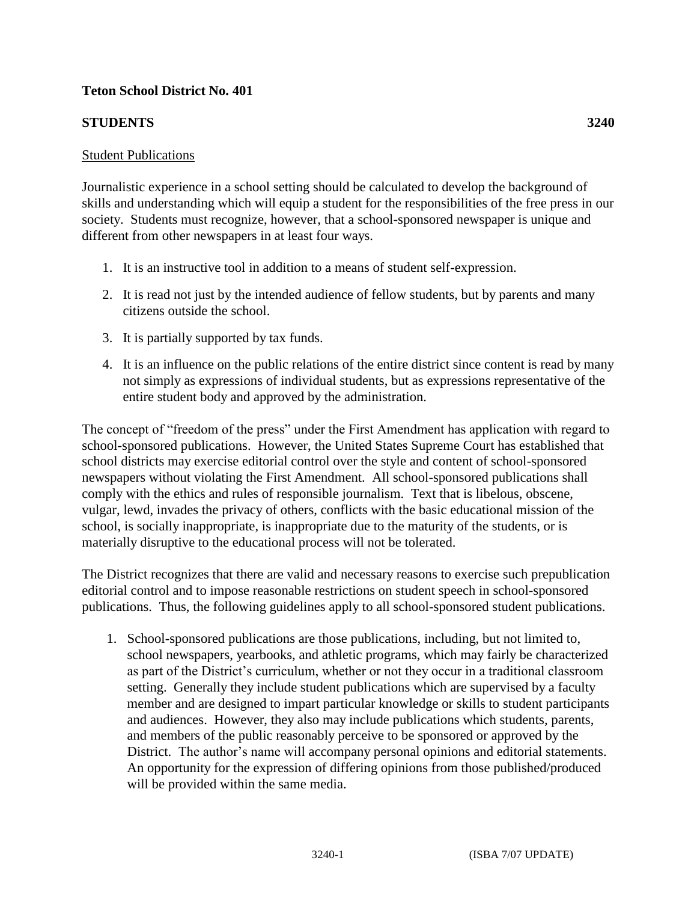**Teton School District No. 401**

**STUDENTS** **3240**

Student Publications

Journalistic experience in a school setting should be calculated to develop the background of skills and understanding which will equip a student for the responsibilities of the free press in our society. Students must recognize, however, that a school-sponsored newspaper is unique and different from other newspapers in at least four ways.

1. It is an instructive tool in addition to a means of student self-expression.
2. It is read not just by the intended audience of fellow students, but by parents and many citizens outside the school.
3. It is partially supported by tax funds.
4. It is an influence on the public relations of the entire district since content is read by many not simply as expressions of individual students, but as expressions representative of the entire student body and approved by the administration.

The concept of "freedom of the press" under the First Amendment has application with regard to school-sponsored publications. However, the United States Supreme Court has established that school districts may exercise editorial control over the style and content of school-sponsored newspapers without violating the First Amendment. All school-sponsored publications shall comply with the ethics and rules of responsible journalism. Text that is libelous, obscene, vulgar, lewd, invades the privacy of others, conflicts with the basic educational mission of the school, is socially inappropriate, is inappropriate due to the maturity of the students, or is materially disruptive to the educational process will not be tolerated.

The District recognizes that there are valid and necessary reasons to exercise such prepublication editorial control and to impose reasonable restrictions on student speech in school-sponsored publications. Thus, the following guidelines apply to all school-sponsored student publications.

1. School-sponsored publications are those publications, including, but not limited to, school newspapers, yearbooks, and athletic programs, which may fairly be characterized as part of the District's curriculum, whether or not they occur in a traditional classroom setting. Generally they include student publications which are supervised by a faculty member and are designed to impart particular knowledge or skills to student participants and audiences. However, they also may include publications which students, parents, and members of the public reasonably perceive to be sponsored or approved by the District. The author's name will accompany personal opinions and editorial statements. An opportunity for the expression of differing opinions from those published/produced will be provided within the same media.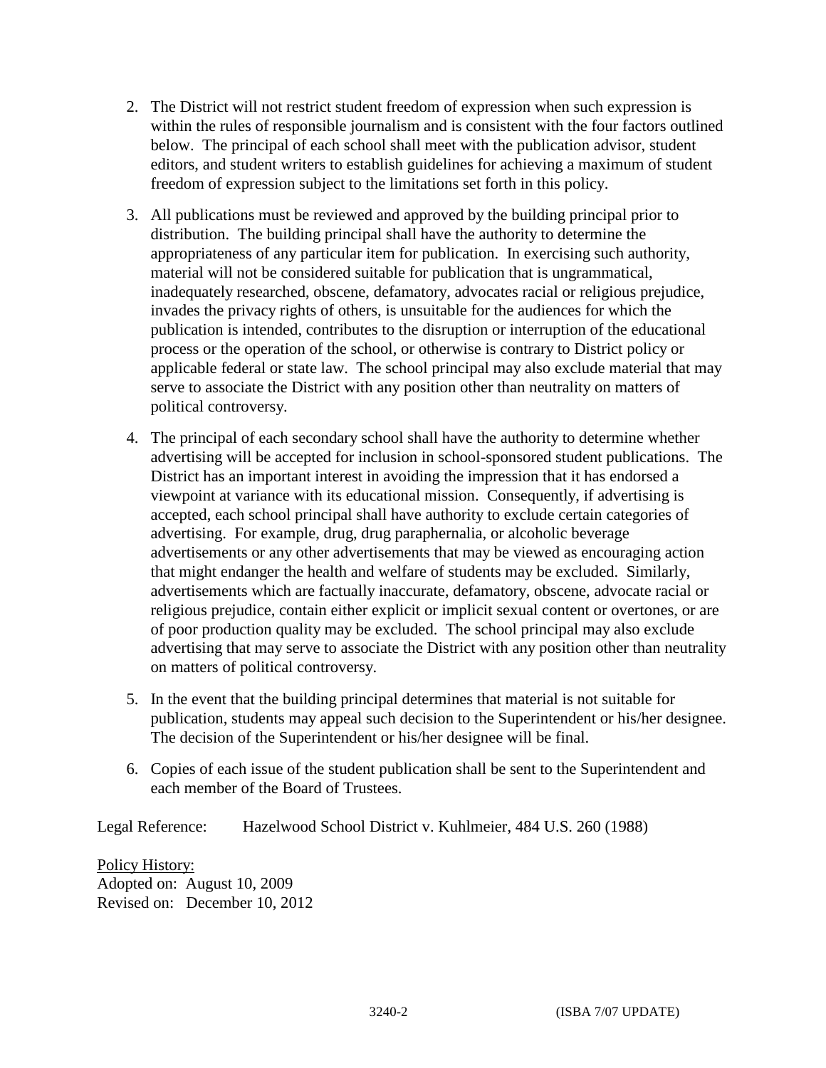2. The District will not restrict student freedom of expression when such expression is within the rules of responsible journalism and is consistent with the four factors outlined below. The principal of each school shall meet with the publication advisor, student editors, and student writers to establish guidelines for achieving a maximum of student freedom of expression subject to the limitations set forth in this policy.

3. All publications must be reviewed and approved by the building principal prior to distribution. The building principal shall have the authority to determine the appropriateness of any particular item for publication. In exercising such authority, material will not be considered suitable for publication that is ungrammatical, inadequately researched, obscene, defamatory, advocates racial or religious prejudice, invades the privacy rights of others, is unsuitable for the audiences for which the publication is intended, contributes to the disruption or interruption of the educational process or the operation of the school, or otherwise is contrary to District policy or applicable federal or state law. The school principal may also exclude material that may serve to associate the District with any position other than neutrality on matters of political controversy.

4. The principal of each secondary school shall have the authority to determine whether advertising will be accepted for inclusion in school-sponsored student publications. The District has an important interest in avoiding the impression that it has endorsed a viewpoint at variance with its educational mission. Consequently, if advertising is accepted, each school principal shall have authority to exclude certain categories of advertising. For example, drug, drug paraphernalia, or alcoholic beverage advertisements or any other advertisements that may be viewed as encouraging action that might endanger the health and welfare of students may be excluded. Similarly, advertisements which are factually inaccurate, defamatory, obscene, advocate racial or religious prejudice, contain either explicit or implicit sexual content or overtones, or are of poor production quality may be excluded. The school principal may also exclude advertising that may serve to associate the District with any position other than neutrality on matters of political controversy.

5. In the event that the building principal determines that material is not suitable for publication, students may appeal such decision to the Superintendent or his/her designee. The decision of the Superintendent or his/her designee will be final.

6. Copies of each issue of the student publication shall be sent to the Superintendent and each member of the Board of Trustees.

Legal Reference: Hazelwood School District v. Kuhlmeier, 484 U.S. 260 (1988)

Policy History:
Adopted on: August 10, 2009
Revised on: December 10, 2012